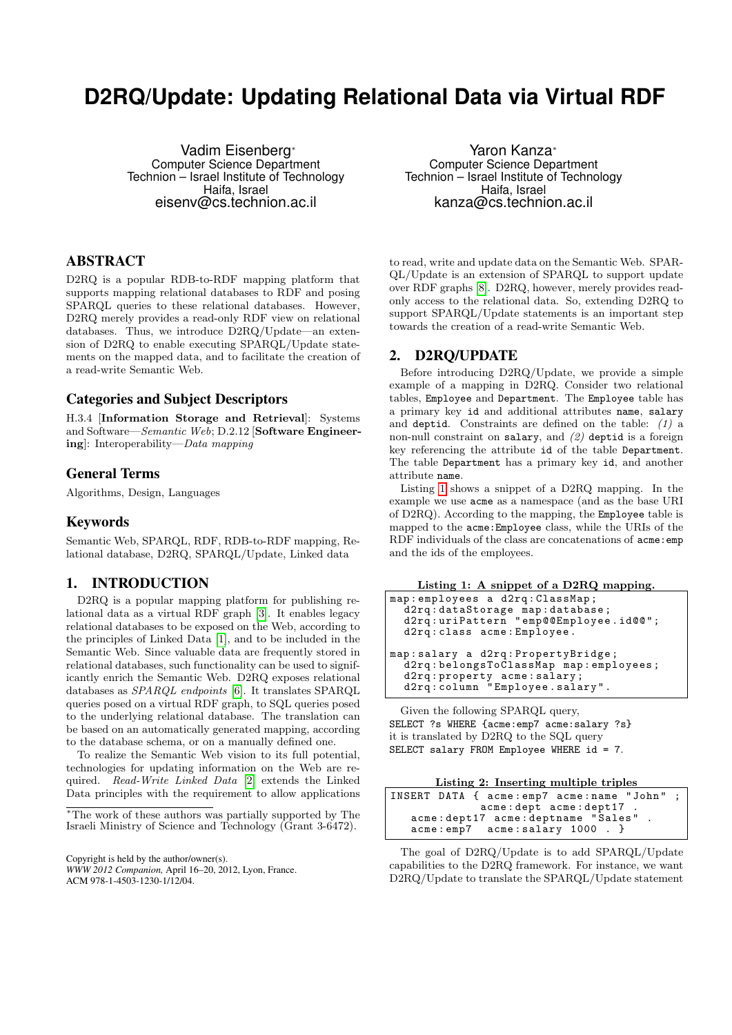# D2RQ/Update: Updating Relational Data via Virtual RDF

Vadim Eisenberg*
Computer Science Department
Technion – Israel Institute of Technology
Haifa, Israel
eisenv@cs.technion.ac.il

Yaron Kanza*
Computer Science Department
Technion – Israel Institute of Technology
Haifa, Israel
kanza@cs.technion.ac.il

## ABSTRACT

D2RQ is a popular RDB-to-RDF mapping platform that supports mapping relational databases to RDF and posing SPARQL queries to these relational databases. However, D2RQ merely provides a read-only RDF view on relational databases. Thus, we introduce D2RQ/Update—an extension of D2RQ to enable executing SPARQL/Update statements on the mapped data, and to facilitate the creation of a read-write Semantic Web.

### Categories and Subject Descriptors

H.3.4 [**Information Storage and Retrieval**]: Systems and Software—*Semantic Web*; D.2.12 [**Software Engineering**]: Interoperability—*Data mapping*

### General Terms

Algorithms, Design, Languages

### Keywords

Semantic Web, SPARQL, RDF, RDB-to-RDF mapping, Relational database, D2RQ, SPARQL/Update, Linked data

## 1. INTRODUCTION

D2RQ is a popular mapping platform for publishing relational data as a virtual RDF graph [3]. It enables legacy relational databases to be exposed on the Web, according to the principles of Linked Data [1], and to be included in the Semantic Web. Since valuable data are frequently stored in relational databases, such functionality can be used to significantly enrich the Semantic Web. D2RQ exposes relational databases as *SPARQL endpoints* [6]. It translates SPARQL queries posed on a virtual RDF graph, to SQL queries posed to the underlying relational database. The translation can be based on an automatically generated mapping, according to the database schema, or on a manually defined one.

To realize the Semantic Web vision to its full potential, technologies for updating information on the Web are required. *Read-Write Linked Data* [2] extends the Linked Data principles with the requirement to allow applications to read, write and update data on the Semantic Web. SPARQL/Update is an extension of SPARQL to support update over RDF graphs [8]. D2RQ, however, merely provides read-only access to the relational data. So, extending D2RQ to support SPARQL/Update statements is an important step towards the creation of a read-write Semantic Web.

*The work of these authors was partially supported by The Israeli Ministry of Science and Technology (Grant 3-6472).

Copyright is held by the author/owner(s).
*WWW 2012 Companion,* April 16–20, 2012, Lyon, France.
ACM 978-1-4503-1230-1/12/04.

## 2. D2RQ/UPDATE

Before introducing D2RQ/Update, we provide a simple example of a mapping in D2RQ. Consider two relational tables, Employee and Department. The Employee table has a primary key id and additional attributes name, salary and deptid. Constraints are defined on the table: *(1)* a non-null constraint on salary, and *(2)* deptid is a foreign key referencing the attribute id of the table Department. The table Department has a primary key id, and another attribute name.

Listing 1 shows a snippet of a D2RQ mapping. In the example we use acme as a namespace (and as the base URI of D2RQ). According to the mapping, the Employee table is mapped to the acme:Employee class, while the URIs of the RDF individuals of the class are concatenations of acme:emp and the ids of the employees.

**Listing 1: A snippet of a D2RQ mapping.**

```
map:employees a d2rq:ClassMap;
  d2rq:dataStorage map:database;
  d2rq:uriPattern "emp@@Employee.id@@";
  d2rq:class acme:Employee.

map:salary a d2rq:PropertyBridge;
  d2rq:belongsToClassMap map:employees;
  d2rq:property acme:salary;
  d2rq:column "Employee.salary".
```

Given the following SPARQL query,
`SELECT ?s WHERE {acme:emp7 acme:salary ?s}`
it is translated by D2RQ to the SQL query
`SELECT salary FROM Employee WHERE id = 7.`

**Listing 2: Inserting multiple triples**

```
INSERT DATA { acme:emp7 acme:name "John" ;
              acme:dept acme:dept17 .
   acme:dept17 acme:deptname "Sales" .
   acme:emp7  acme:salary 1000 . }
```

The goal of D2RQ/Update is to add SPARQL/Update capabilities to the D2RQ framework. For instance, we want D2RQ/Update to translate the SPARQL/Update statement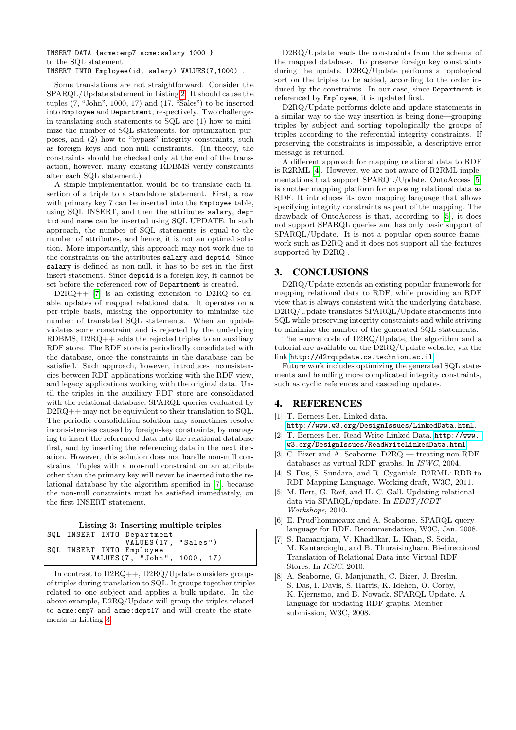```
INSERT DATA {acme:emp7 acme:salary 1000 }
```
to the SQL statement
```
INSERT INTO Employee(id, salary) VALUES(7,1000) .
```

Some translations are not straightforward. Consider the SPARQL/Update statement in Listing 2. It should cause the tuples (7, "John", 1000, 17) and (17, "Sales") to be inserted into Employee and Department, respectively. Two challenges in translating such statements to SQL are (1) how to minimize the number of SQL statements, for optimization purposes, and (2) how to "bypass" integrity constraints, such as foreign keys and non-null constraints. (In theory, the constraints should be checked only at the end of the transaction, however, many existing RDBMS verify constraints after each SQL statement.)

A simple implementation would be to translate each insertion of a triple to a standalone statement. First, a row with primary key 7 can be inserted into the Employee table, using SQL INSERT, and then the attributes salary, deptid and name can be inserted using SQL UPDATE. In such approach, the number of SQL statements is equal to the number of attributes, and hence, it is not an optimal solution. More importantly, this approach may not work due to the constraints on the attributes salary and deptid. Since salary is defined as non-null, it has to be set in the first insert statement. Since deptid is a foreign key, it cannot be set before the referenced row of Department is created.

D2RQ++ [7] is an existing extension to D2RQ to enable updates of mapped relational data. It operates on a per-triple basis, missing the opportunity to minimize the number of translated SQL statements. When an update violates some constraint and is rejected by the underlying RDBMS, D2RQ++ adds the rejected triples to an auxiliary RDF store. The RDF store is periodically consolidated with the database, once the constraints in the database can be satisfied. Such approach, however, introduces inconsistencies between RDF applications working with the RDF view, and legacy applications working with the original data. Until the triples in the auxiliary RDF store are consolidated with the relational database, SPARQL queries evaluated by D2RQ++ may not be equivalent to their translation to SQL. The periodic consolidation solution may sometimes resolve inconsistencies caused by foreign-key constraints, by managing to insert the referenced data into the relational database first, and by inserting the referencing data in the next iteration. However, this solution does not handle non-null constraints. Tuples with a non-null constraint on an attribute other than the primary key will never be inserted into the relational database by the algorithm specified in [7], because the non-null constraints must be satisfied immediately, on the first INSERT statement.

**Listing 3: Inserting multiple triples**

```
SQL INSERT INTO Department
                VALUES(17, "Sales")
SQL INSERT INTO Employee
           VALUES(7, "John", 1000, 17)
```

In contrast to D2RQ++, D2RQ/Update considers groups of triples during translation to SQL. It groups together triples related to one subject and applies a bulk update. In the above example, D2RQ/Update will group the triples related to acme:emp7 and acme:dept17 and will create the statements in Listing 3.

D2RQ/Update reads the constraints from the schema of the mapped database. To preserve foreign key constraints during the update, D2RQ/Update performs a topological sort on the triples to be added, according to the order induced by the constraints. In our case, since Department is referenced by Employee, it is updated first.

D2RQ/Update performs delete and update statements in a similar way to the way insertion is being done—grouping triples by subject and sorting topologically the groups of triples according to the referential integrity constraints. If preserving the constraints is impossible, a descriptive error message is returned.

A different approach for mapping relational data to RDF is R2RML [4]. However, we are not aware of R2RML implementations that support SPARQL/Update. OntoAccess [5] is another mapping platform for exposing relational data as RDF. It introduces its own mapping language that allows specifying integrity constraints as part of the mapping. The drawback of OntoAccess is that, according to [5], it does not support SPARQL queries and has only basic support of SPARQL/Update. It is not a popular open-source framework such as D2RQ and it does not support all the features supported by D2RQ .

## 3. CONCLUSIONS

D2RQ/Update extends an existing popular framework for mapping relational data to RDF, while providing an RDF view that is always consistent with the underlying database. D2RQ/Update translates SPARQL/Update statements into SQL while preserving integrity constraints and while striving to minimize the number of the generated SQL statements.

The source code of D2RQ/Update, the algorithm and a tutorial are available on the D2RQ/Update website, via the link http://d2rqupdate.cs.technion.ac.il.

Future work includes optimizing the generated SQL statements and handling more complicated integrity constraints, such as cyclic references and cascading updates.

## 4. REFERENCES

[1] T. Berners-Lee. Linked data. http://www.w3.org/DesignIssues/LinkedData.html.

[2] T. Berners-Lee. Read-Write Linked Data. http://www.w3.org/DesignIssues/ReadWriteLinkedData.html.

[3] C. Bizer and A. Seaborne. D2RQ — treating non-RDF databases as virtual RDF graphs. In *ISWC*, 2004.

[4] S. Das, S. Sundara, and R. Cyganiak. R2RML: RDB to RDF Mapping Language. Working draft, W3C, 2011.

[5] M. Hert, G. Reif, and H. C. Gall. Updating relational data via SPARQL/update. In *EDBT/ICDT Workshops*, 2010.

[6] E. Prud'hommeaux and A. Seaborne. SPARQL query language for RDF. Recommendation, W3C, Jan. 2008.

[7] S. Ramanujam, V. Khadilkar, L. Khan, S. Seida, M. Kantarcioglu, and B. Thuraisingham. Bi-directional Translation of Relational Data into Virtual RDF Stores. In *ICSC*, 2010.

[8] A. Seaborne, G. Manjunath, C. Bizer, J. Breslin, S. Das, I. Davis, S. Harris, K. Idehen, O. Corby, K. Kjernsmo, and B. Nowack. SPARQL Update. A language for updating RDF graphs. Member submission, W3C, 2008.